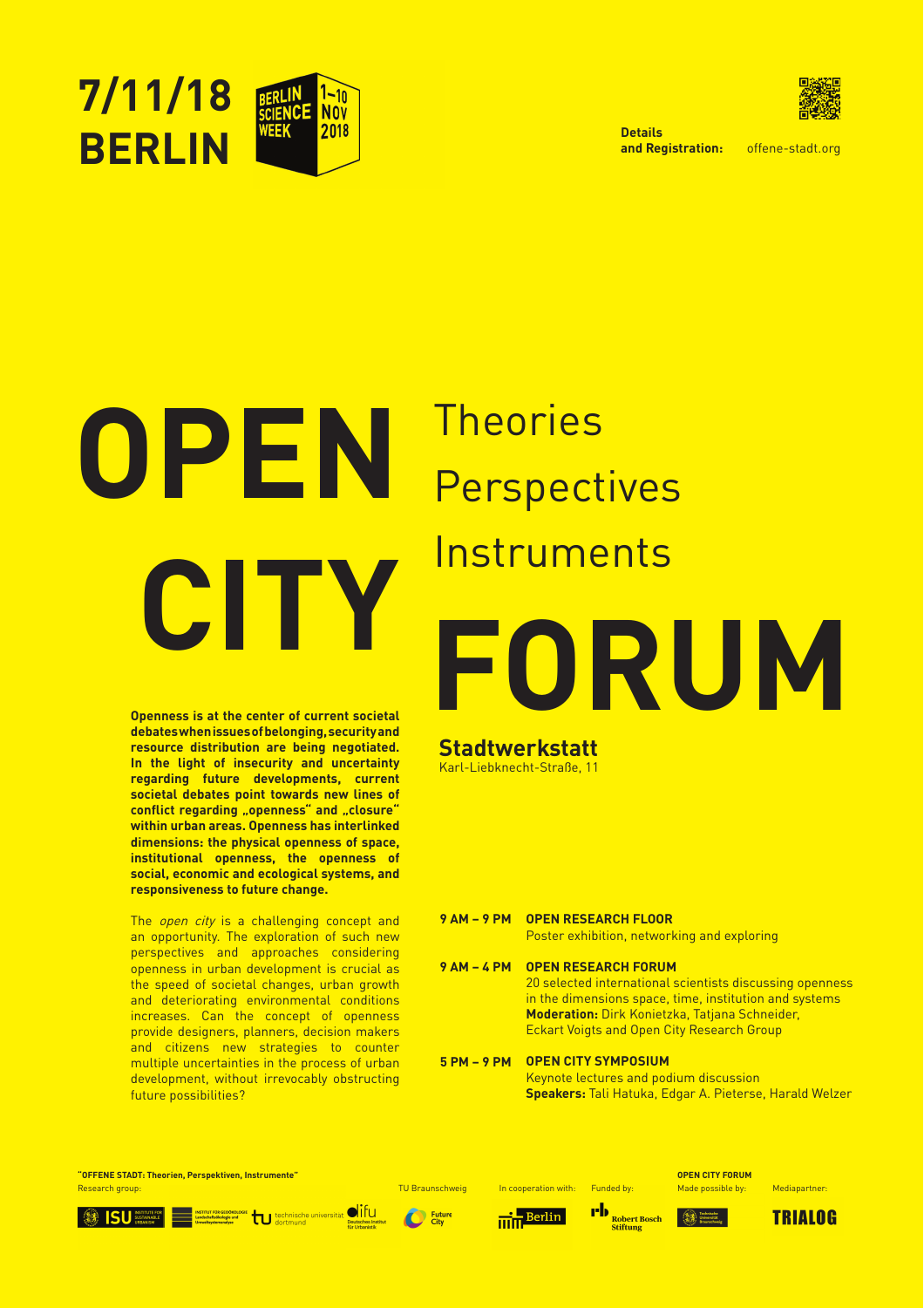# 7/11/18 BERLIN

BERLIN SCIENCE WEEK 1–10 NOV 2018

**Details and Registration:** offene-stadt.org

# OPEN CITY

Theories
Perspectives
Instruments

# FORUM

**Openness is at the center of current societal debates when issues of belonging, security and resource distribution are being negotiated. In the light of insecurity and uncertainty regarding future developments, current societal debates point towards new lines of conflict regarding „openness" and „closure" within urban areas. Openness has interlinked dimensions: the physical openness of space, institutional openness, the openness of social, economic and ecological systems, and responsiveness to future change.**

The *open city* is a challenging concept and an opportunity. The exploration of such new perspectives and approaches considering openness in urban development is crucial as the speed of societal changes, urban growth and deteriorating environmental conditions increases. Can the concept of openness provide designers, planners, decision makers and citizens new strategies to counter multiple uncertainties in the process of urban development, without irrevocably obstructing future possibilities?

## Stadtwerkstatt

Karl-Liebknecht-Straße, 11

**9 AM – 9 PM** **OPEN RESEARCH FLOOR**
Poster exhibition, networking and exploring

**9 AM – 4 PM** **OPEN RESEARCH FORUM**
20 selected international scientists discussing openness in the dimensions space, time, institution and systems
**Moderation:** Dirk Konietzka, Tatjana Schneider, Eckart Voigts and Open City Research Group

**5 PM – 9 PM** **OPEN CITY SYMPOSIUM**
Keynote lectures and podium discussion
**Speakers:** Tali Hatuka, Edgar A. Pieterse, Harald Welzer

**"OFFENE STADT: Theorien, Perspektiven, Instrumente"**
Research group: ISU Institute for Sustainable Urbanism; Institut für Geoökologie Landschaftsökologie und Umweltsystemanalyse; technische universität dortmund; difu Deutsches Institut für Urbanistik

TU Braunschweig: Future City

In cooperation with: Berlin

Funded by: Robert Bosch Stiftung

**OPEN CITY FORUM**
Made possible by: Technische Universität Braunschweig

Mediapartner: TRIALOG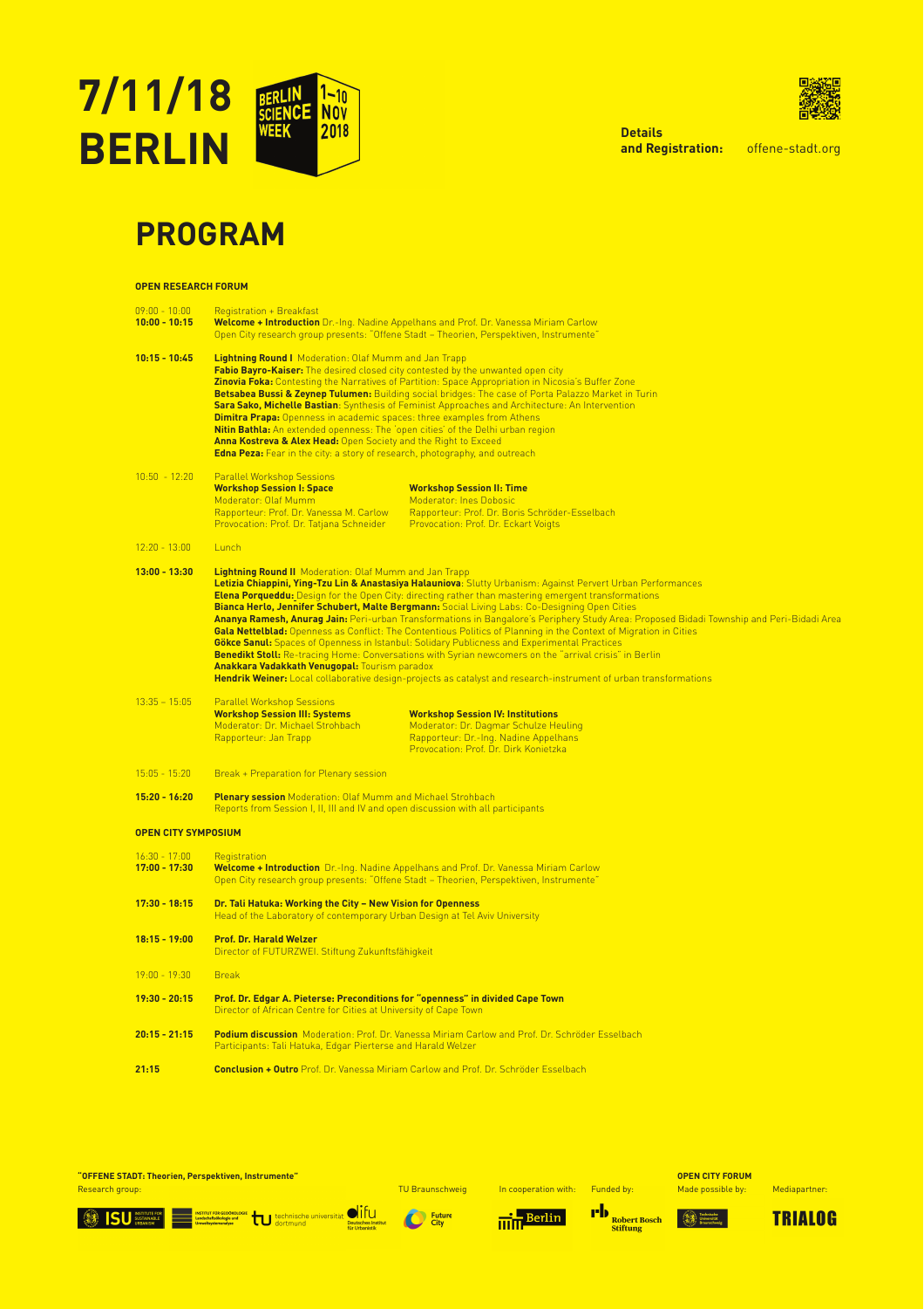# 7/11/18 BERLIN

BERLIN SCIENCE WEEK 1–10 NOV 2018

**Details and Registration:** offene-stadt.org

## PROGRAM

### OPEN RESEARCH FORUM

| | |
|---|---|
| 09:00 - 10:00 | Registration + Breakfast |
| **10:00 - 10:15** | **Welcome + Introduction** Dr.-Ing. Nadine Appelhans and Prof. Dr. Vanessa Miriam Carlow<br>Open City research group presents: "Offene Stadt – Theorien, Perspektiven, Instrumente" |
| **10:15 - 10:45** | **Lightning Round I** Moderation: Olaf Mumm and Jan Trapp<br>**Fabio Bayro-Kaiser:** The desired closed city contested by the unwanted open city<br>**Zinovia Foka:** Contesting the Narratives of Partition: Space Appropriation in Nicosia's Buffer Zone<br>**Betsabea Bussi & Zeynep Tulumen:** Building social bridges: The case of Porta Palazzo Market in Turin<br>**Sara Sako, Michelle Bastian**: Synthesis of Feminist Approaches and Architecture: An Intervention<br>**Dimitra Prapa:** Openness in academic spaces: three examples from Athens<br>**Nitin Bathla:** An extended openness: The 'open cities' of the Delhi urban region<br>**Anna Kostreva & Alex Head:** Open Society and the Right to Exceed<br>**Edna Peza:** Fear in the city: a story of research, photography, and outreach |
| 10:50 - 12:20 | Parallel Workshop Sessions<br>**Workshop Session I: Space**<br>Moderator: Olaf Mumm<br>Rapporteur: Prof. Dr. Vanessa M. Carlow<br>Provocation: Prof. Dr. Tatjana Schneider<br>**Workshop Session II: Time**<br>Moderator: Ines Dobosic<br>Rapporteur: Prof. Dr. Boris Schröder-Esselbach<br>Provocation: Prof. Dr. Eckart Voigts |
| 12:20 - 13:00 | Lunch |
| **13:00 - 13:30** | **Lightning Round II** Moderation: Olaf Mumm and Jan Trapp<br>**Letizia Chiappini, Ying-Tzu Lin & Anastasiya Halauniova**: Slutty Urbanism: Against Pervert Urban Performances<br>**Elena Porqueddu:** Design for the Open City: directing rather than mastering emergent transformations<br>**Bianca Herlo, Jennifer Schubert, Malte Bergmann:** Social Living Labs: Co-Designing Open Cities<br>**Ananya Ramesh, Anurag Jain:** Peri-urban Transformations in Bangalore's Periphery Study Area: Proposed Bidadi Township and Peri-Bidadi Area<br>**Gala Nettelblad:** Openness as Conflict: The Contentious Politics of Planning in the Context of Migration in Cities<br>**Gökce Sanul:** Spaces of Openness in Istanbul: Solidary Publicness and Experimental Practices<br>**Benedikt Stoll:** Re-tracing Home: Conversations with Syrian newcomers on the "arrival crisis" in Berlin<br>**Anakkara Vadakkath Venugopal:** Tourism paradox<br>**Hendrik Weiner:** Local collaborative design-projects as catalyst and research-instrument of urban transformations |
| 13:35 – 15:05 | Parallel Workshop Sessions<br>**Workshop Session III: Systems**<br>Moderator: Dr. Michael Strohbach<br>Rapporteur: Jan Trapp<br>**Workshop Session IV: Institutions**<br>Moderator: Dr. Dagmar Schulze Heuling<br>Rapporteur: Dr.-Ing. Nadine Appelhans<br>Provocation: Prof. Dr. Dirk Konietzka |
| 15:05 - 15:20 | Break + Preparation for Plenary session |
| **15:20 - 16:20** | **Plenary session** Moderation: Olaf Mumm and Michael Strohbach<br>Reports from Session I, II, III and IV and open discussion with all participants |

### OPEN CITY SYMPOSIUM

| | |
|---|---|
| 16:30 - 17:00 | Registration |
| **17:00 - 17:30** | **Welcome + Introduction** Dr.-Ing. Nadine Appelhans and Prof. Dr. Vanessa Miriam Carlow<br>Open City research group presents: "Offene Stadt – Theorien, Perspektiven, Instrumente" |
| **17:30 - 18:15** | **Dr. Tali Hatuka: Working the City – New Vision for Openness**<br>Head of the Laboratory of contemporary Urban Design at Tel Aviv University |
| **18:15 - 19:00** | **Prof. Dr. Harald Welzer**<br>Director of FUTURZWEI. Stiftung Zukunftsfähigkeit |
| 19:00 - 19:30 | Break |
| **19:30 - 20:15** | **Prof. Dr. Edgar A. Pieterse: Preconditions for "openness" in divided Cape Town**<br>Director of African Centre for Cities at University of Cape Town |
| **20:15 - 21:15** | **Podium discussion** Moderation: Prof. Dr. Vanessa Miriam Carlow and Prof. Dr. Schröder Esselbach<br>Participants: Tali Hatuka, Edgar Pierterse and Harald Welzer |
| **21:15** | **Conclusion + Outro** Prof. Dr. Vanessa Miriam Carlow and Prof. Dr. Schröder Esselbach |

**"OFFENE STADT: Theorien, Perspektiven, Instrumente"**
Research group: ISU Institute for Sustainable Urbanism; Institut für Geoökologie Landschaftsökologie und Umweltsystemanalyse; technische universität dortmund; difu Deutsches Institut für Urbanistik; Future City — TU Braunschweig

In cooperation with: Berlin

Funded by: Robert Bosch Stiftung

**OPEN CITY FORUM**
Made possible by: Technische Universität Braunschweig

Mediapartner: TRIALOG